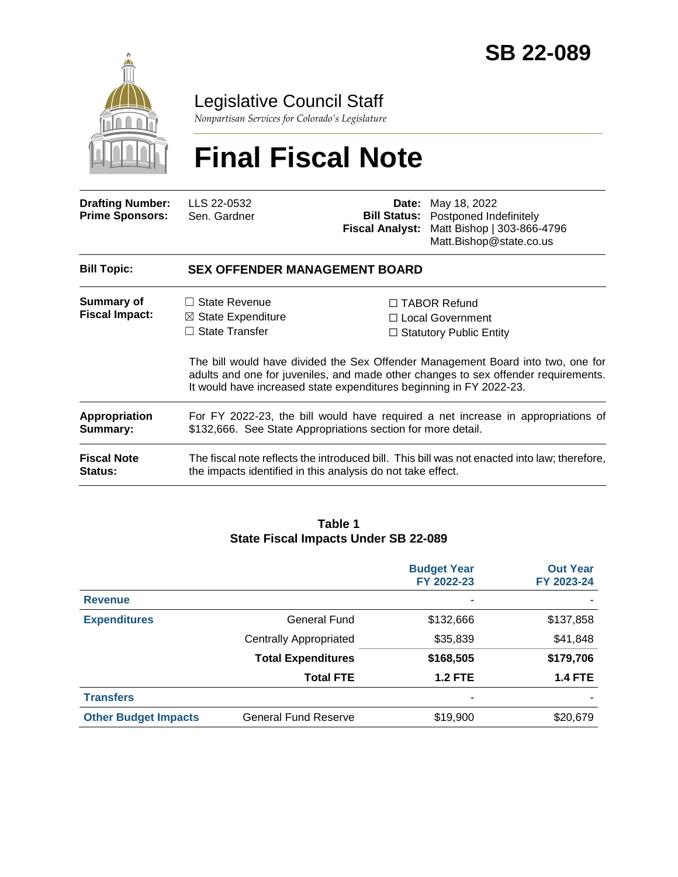# SB 22-089

## Legislative Council Staff

*Nonpartisan Services for Colorado's Legislature*

# Final Fiscal Note

| | | | |
|---|---|---|---|
| **Drafting Number:** | LLS 22-0532 | **Date:** | May 18, 2022 |
| **Prime Sponsors:** | Sen. Gardner | **Bill Status:** | Postponed Indefinitely |
| | | **Fiscal Analyst:** | Matt Bishop \| 303-866-4796 Matt.Bishop@state.co.us |

**Bill Topic:** **SEX OFFENDER MANAGEMENT BOARD**

**Summary of Fiscal Impact:**

- ☐ State Revenue
- ☒ State Expenditure
- ☐ State Transfer
- ☐ TABOR Refund
- ☐ Local Government
- ☐ Statutory Public Entity

The bill would have divided the Sex Offender Management Board into two, one for adults and one for juveniles, and made other changes to sex offender requirements. It would have increased state expenditures beginning in FY 2022-23.

**Appropriation Summary:** For FY 2022-23, the bill would have required a net increase in appropriations of $132,666. See State Appropriations section for more detail.

**Fiscal Note Status:** The fiscal note reflects the introduced bill. This bill was not enacted into law; therefore, the impacts identified in this analysis do not take effect.

**Table 1**
**State Fiscal Impacts Under SB 22-089**

| | | Budget Year FY 2022-23 | Out Year FY 2023-24 |
|---|---|---|---|
| **Revenue** | | - | - |
| **Expenditures** | General Fund | $132,666 | $137,858 |
| | Centrally Appropriated | $35,839 | $41,848 |
| | **Total Expenditures** | **$168,505** | **$179,706** |
| | **Total FTE** | **1.2 FTE** | **1.4 FTE** |
| **Transfers** | | - | - |
| **Other Budget Impacts** | General Fund Reserve | $19,900 | $20,679 |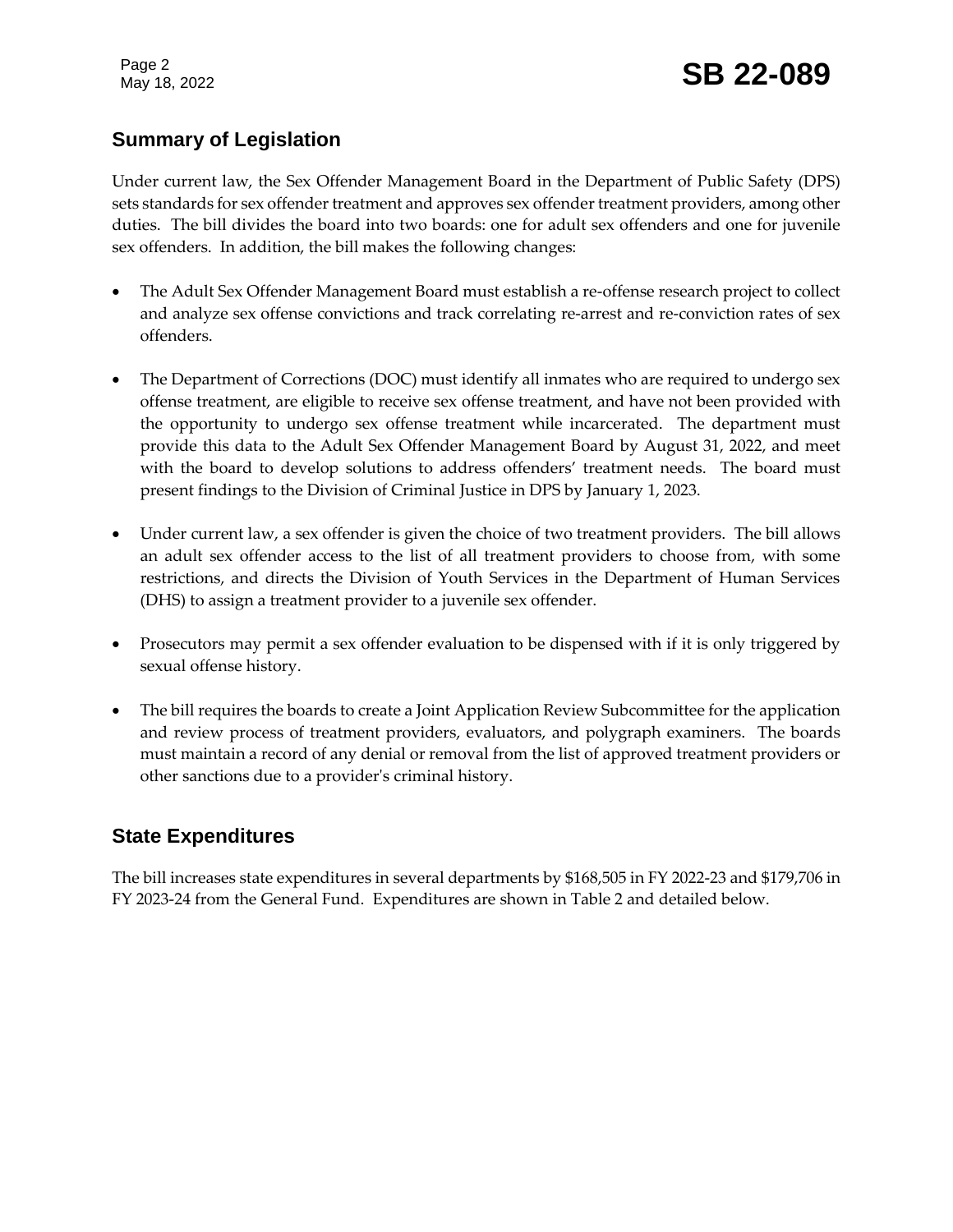## Summary of Legislation

Under current law, the Sex Offender Management Board in the Department of Public Safety (DPS) sets standards for sex offender treatment and approves sex offender treatment providers, among other duties. The bill divides the board into two boards: one for adult sex offenders and one for juvenile sex offenders. In addition, the bill makes the following changes:

- The Adult Sex Offender Management Board must establish a re-offense research project to collect and analyze sex offense convictions and track correlating re-arrest and re-conviction rates of sex offenders.
- The Department of Corrections (DOC) must identify all inmates who are required to undergo sex offense treatment, are eligible to receive sex offense treatment, and have not been provided with the opportunity to undergo sex offense treatment while incarcerated. The department must provide this data to the Adult Sex Offender Management Board by August 31, 2022, and meet with the board to develop solutions to address offenders' treatment needs. The board must present findings to the Division of Criminal Justice in DPS by January 1, 2023.
- Under current law, a sex offender is given the choice of two treatment providers. The bill allows an adult sex offender access to the list of all treatment providers to choose from, with some restrictions, and directs the Division of Youth Services in the Department of Human Services (DHS) to assign a treatment provider to a juvenile sex offender.
- Prosecutors may permit a sex offender evaluation to be dispensed with if it is only triggered by sexual offense history.
- The bill requires the boards to create a Joint Application Review Subcommittee for the application and review process of treatment providers, evaluators, and polygraph examiners. The boards must maintain a record of any denial or removal from the list of approved treatment providers or other sanctions due to a provider's criminal history.

## State Expenditures

The bill increases state expenditures in several departments by $168,505 in FY 2022-23 and $179,706 in FY 2023-24 from the General Fund. Expenditures are shown in Table 2 and detailed below.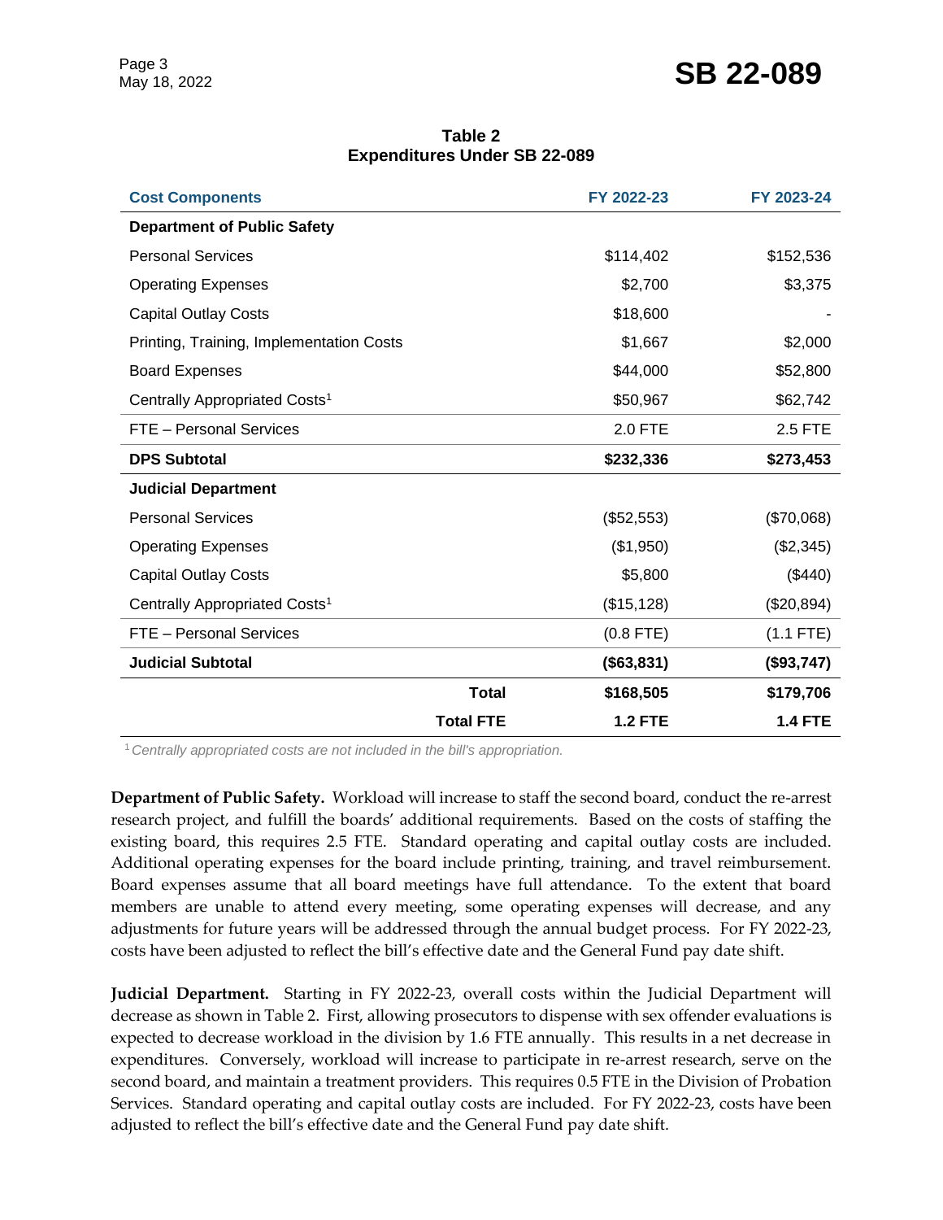**Table 2**
**Expenditures Under SB 22-089**

| Cost Components | FY 2022-23 | FY 2023-24 |
|---|---|---|
| **Department of Public Safety** | | |
| Personal Services | $114,402 | $152,536 |
| Operating Expenses | $2,700 | $3,375 |
| Capital Outlay Costs | $18,600 | - |
| Printing, Training, Implementation Costs | $1,667 | $2,000 |
| Board Expenses | $44,000 | $52,800 |
| Centrally Appropriated Costs[1] | $50,967 | $62,742 |
| FTE – Personal Services | 2.0 FTE | 2.5 FTE |
| **DPS Subtotal** | **$232,336** | **$273,453** |
| **Judicial Department** | | |
| Personal Services | ($52,553) | ($70,068) |
| Operating Expenses | ($1,950) | ($2,345) |
| Capital Outlay Costs | $5,800 | ($440) |
| Centrally Appropriated Costs[1] | ($15,128) | ($20,894) |
| FTE – Personal Services | (0.8 FTE) | (1.1 FTE) |
| **Judicial Subtotal** | **($63,831)** | **($93,747)** |
| **Total** | **$168,505** | **$179,706** |
| **Total FTE** | **1.2 FTE** | **1.4 FTE** |

[1] *Centrally appropriated costs are not included in the bill's appropriation.*

**Department of Public Safety.** Workload will increase to staff the second board, conduct the re-arrest research project, and fulfill the boards' additional requirements. Based on the costs of staffing the existing board, this requires 2.5 FTE. Standard operating and capital outlay costs are included. Additional operating expenses for the board include printing, training, and travel reimbursement. Board expenses assume that all board meetings have full attendance. To the extent that board members are unable to attend every meeting, some operating expenses will decrease, and any adjustments for future years will be addressed through the annual budget process. For FY 2022-23, costs have been adjusted to reflect the bill's effective date and the General Fund pay date shift.

**Judicial Department.** Starting in FY 2022-23, overall costs within the Judicial Department will decrease as shown in Table 2. First, allowing prosecutors to dispense with sex offender evaluations is expected to decrease workload in the division by 1.6 FTE annually. This results in a net decrease in expenditures. Conversely, workload will increase to participate in re-arrest research, serve on the second board, and maintain a treatment providers. This requires 0.5 FTE in the Division of Probation Services. Standard operating and capital outlay costs are included. For FY 2022-23, costs have been adjusted to reflect the bill's effective date and the General Fund pay date shift.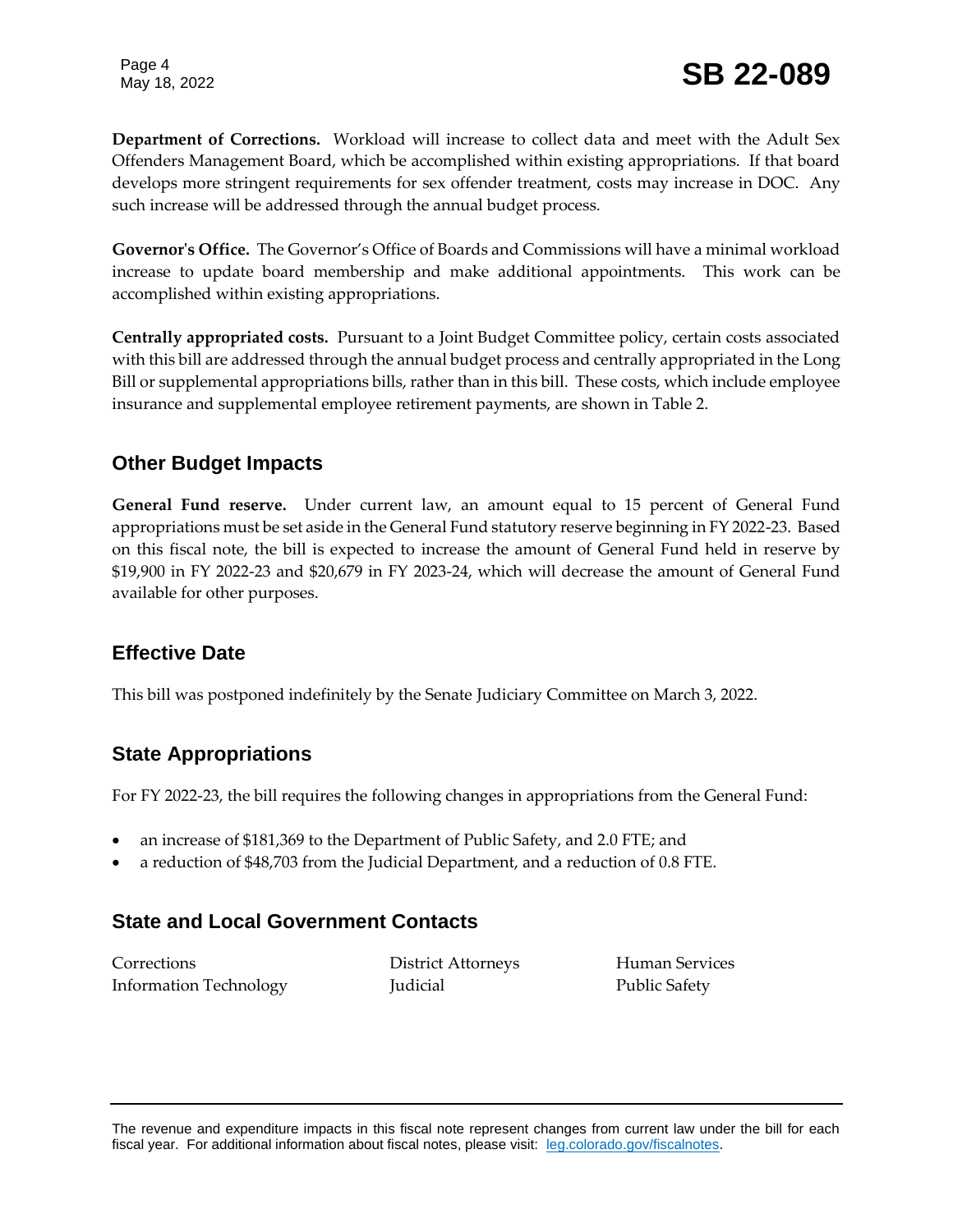**Department of Corrections.** Workload will increase to collect data and meet with the Adult Sex Offenders Management Board, which be accomplished within existing appropriations. If that board develops more stringent requirements for sex offender treatment, costs may increase in DOC. Any such increase will be addressed through the annual budget process.

**Governor's Office.** The Governor's Office of Boards and Commissions will have a minimal workload increase to update board membership and make additional appointments. This work can be accomplished within existing appropriations.

**Centrally appropriated costs.** Pursuant to a Joint Budget Committee policy, certain costs associated with this bill are addressed through the annual budget process and centrally appropriated in the Long Bill or supplemental appropriations bills, rather than in this bill. These costs, which include employee insurance and supplemental employee retirement payments, are shown in Table 2.

## Other Budget Impacts

**General Fund reserve.** Under current law, an amount equal to 15 percent of General Fund appropriations must be set aside in the General Fund statutory reserve beginning in FY 2022-23. Based on this fiscal note, the bill is expected to increase the amount of General Fund held in reserve by $19,900 in FY 2022-23 and $20,679 in FY 2023-24, which will decrease the amount of General Fund available for other purposes.

## Effective Date

This bill was postponed indefinitely by the Senate Judiciary Committee on March 3, 2022.

## State Appropriations

For FY 2022-23, the bill requires the following changes in appropriations from the General Fund:

- an increase of $181,369 to the Department of Public Safety, and 2.0 FTE; and
- a reduction of $48,703 from the Judicial Department, and a reduction of 0.8 FTE.

## State and Local Government Contacts

| | | |
|---|---|---|
| Corrections | District Attorneys | Human Services |
| Information Technology | Judicial | Public Safety |

The revenue and expenditure impacts in this fiscal note represent changes from current law under the bill for each fiscal year. For additional information about fiscal notes, please visit: leg.colorado.gov/fiscalnotes.